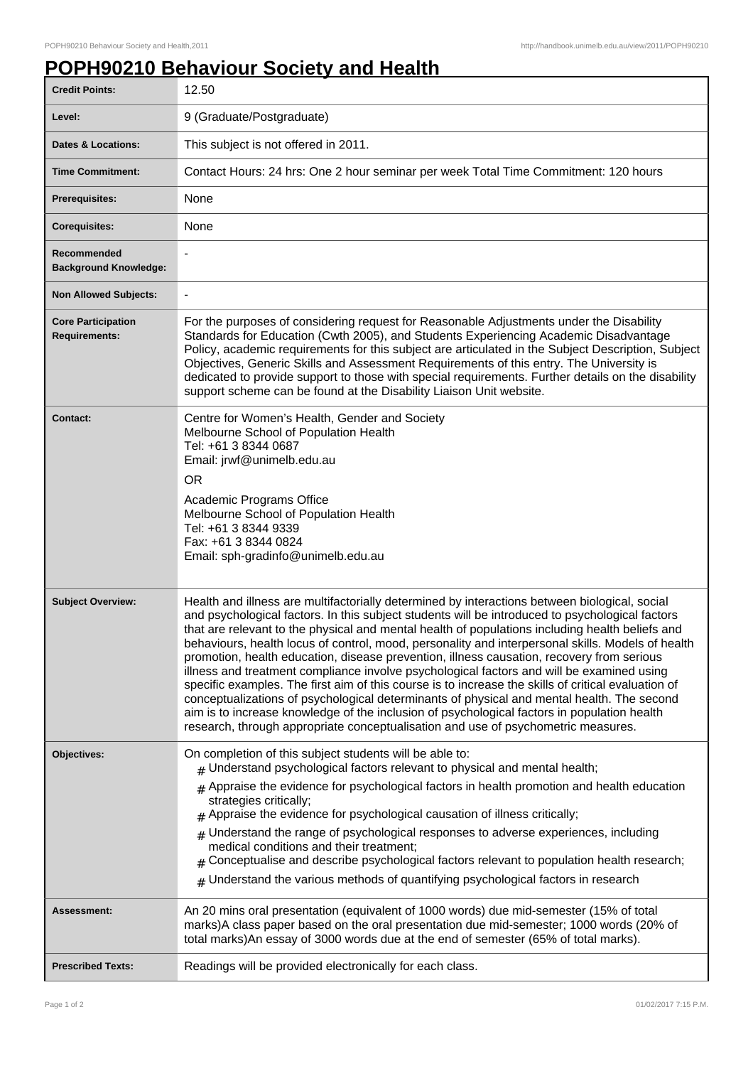# POPH90210 Behaviour Society and Health

| | |
|---|---|
| **Credit Points:** | 12.50 |
| **Level:** | 9 (Graduate/Postgraduate) |
| **Dates & Locations:** | This subject is not offered in 2011. |
| **Time Commitment:** | Contact Hours: 24 hrs: One 2 hour seminar per week Total Time Commitment: 120 hours |
| **Prerequisites:** | None |
| **Corequisites:** | None |
| **Recommended Background Knowledge:** | - |
| **Non Allowed Subjects:** | - |
| **Core Participation Requirements:** | For the purposes of considering request for Reasonable Adjustments under the Disability Standards for Education (Cwth 2005), and Students Experiencing Academic Disadvantage Policy, academic requirements for this subject are articulated in the Subject Description, Subject Objectives, Generic Skills and Assessment Requirements of this entry. The University is dedicated to provide support to those with special requirements. Further details on the disability support scheme can be found at the Disability Liaison Unit website. |
| **Contact:** | Centre for Women's Health, Gender and Society<br>Melbourne School of Population Health<br>Tel: +61 3 8344 0687<br>Email: jrwf@unimelb.edu.au<br>OR<br>Academic Programs Office<br>Melbourne School of Population Health<br>Tel: +61 3 8344 9339<br>Fax: +61 3 8344 0824<br>Email: sph-gradinfo@unimelb.edu.au |
| **Subject Overview:** | Health and illness are multifactorially determined by interactions between biological, social and psychological factors. In this subject students will be introduced to psychological factors that are relevant to the physical and mental health of populations including health beliefs and behaviours, health locus of control, mood, personality and interpersonal skills. Models of health promotion, health education, disease prevention, illness causation, recovery from serious illness and treatment compliance involve psychological factors and will be examined using specific examples. The first aim of this course is to increase the skills of critical evaluation of conceptualizations of psychological determinants of physical and mental health. The second aim is to increase knowledge of the inclusion of psychological factors in population health research, through appropriate conceptualisation and use of psychometric measures. |
| **Objectives:** | On completion of this subject students will be able to:<br># Understand psychological factors relevant to physical and mental health;<br># Appraise the evidence for psychological factors in health promotion and health education strategies critically;<br># Appraise the evidence for psychological causation of illness critically;<br># Understand the range of psychological responses to adverse experiences, including medical conditions and their treatment;<br># Conceptualise and describe psychological factors relevant to population health research;<br># Understand the various methods of quantifying psychological factors in research |
| **Assessment:** | An 20 mins oral presentation (equivalent of 1000 words) due mid-semester (15% of total marks)A class paper based on the oral presentation due mid-semester; 1000 words (20% of total marks)An essay of 3000 words due at the end of semester (65% of total marks). |
| **Prescribed Texts:** | Readings will be provided electronically for each class. |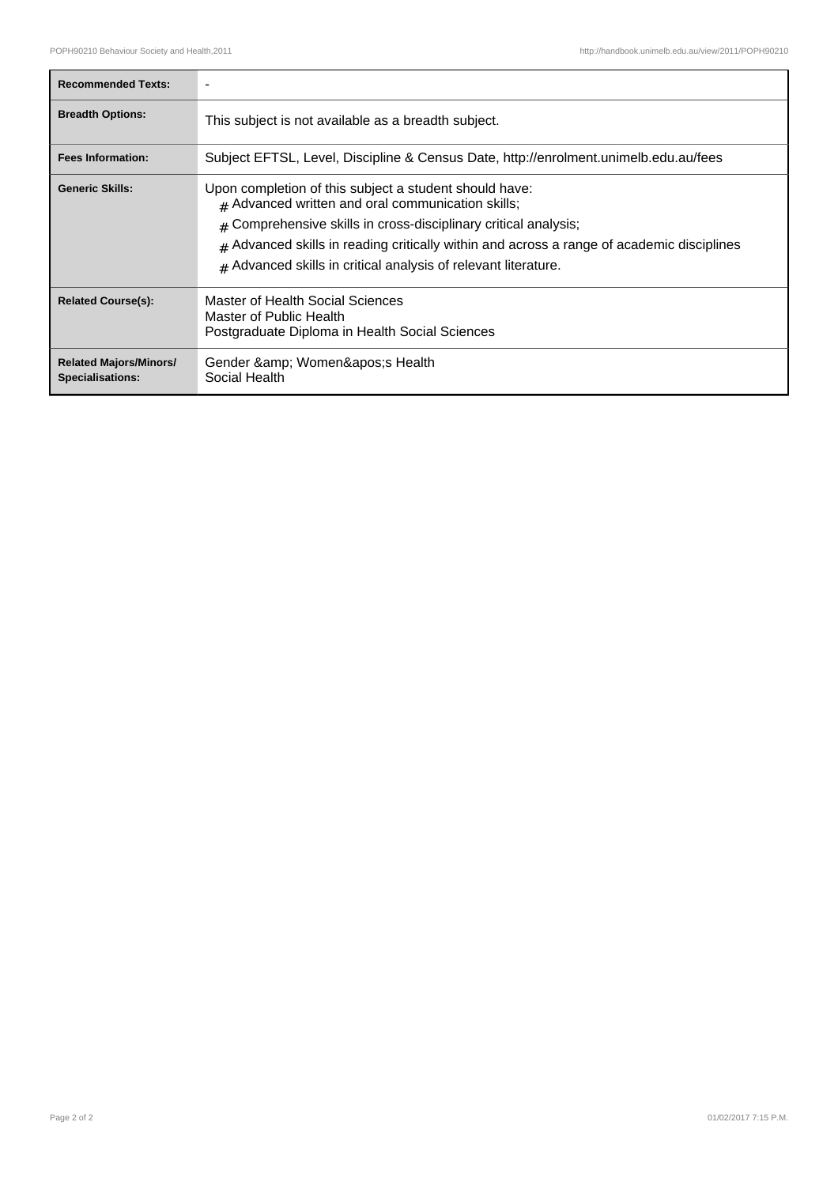| | |
|---|---|
| **Recommended Texts:** | - |
| **Breadth Options:** | This subject is not available as a breadth subject. |
| **Fees Information:** | Subject EFTSL, Level, Discipline & Census Date, http://enrolment.unimelb.edu.au/fees |
| **Generic Skills:** | Upon completion of this subject a student should have:<br># Advanced written and oral communication skills;<br># Comprehensive skills in cross-disciplinary critical analysis;<br># Advanced skills in reading critically within and across a range of academic disciplines<br># Advanced skills in critical analysis of relevant literature. |
| **Related Course(s):** | Master of Health Social Sciences<br>Master of Public Health<br>Postgraduate Diploma in Health Social Sciences |
| **Related Majors/Minors/ Specialisations:** | Gender &amp; Women&apos;s Health<br>Social Health |